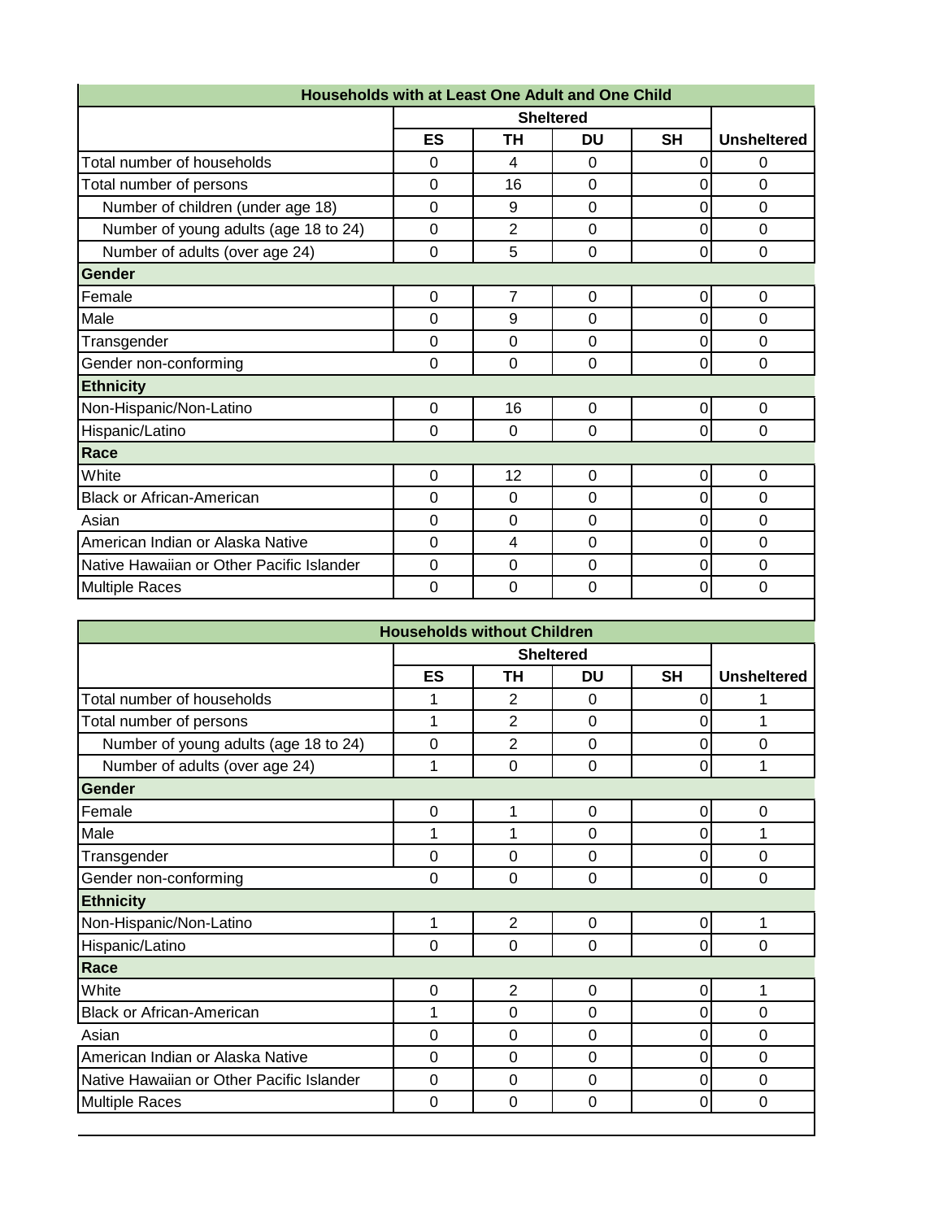| Households with at Least One Adult and One Child | | | | | |
|---|---|---|---|---|---|
| | Sheltered | | | | |
| | ES | TH | DU | SH | Unsheltered |
| Total number of households | 0 | 4 | 0 | 0 | 0 |
| Total number of persons | 0 | 16 | 0 | 0 | 0 |
| Number of children (under age 18) | 0 | 9 | 0 | 0 | 0 |
| Number of young adults (age 18 to 24) | 0 | 2 | 0 | 0 | 0 |
| Number of adults (over age 24) | 0 | 5 | 0 | 0 | 0 |
| **Gender** | | | | | |
| Female | 0 | 7 | 0 | 0 | 0 |
| Male | 0 | 9 | 0 | 0 | 0 |
| Transgender | 0 | 0 | 0 | 0 | 0 |
| Gender non-conforming | 0 | 0 | 0 | 0 | 0 |
| **Ethnicity** | | | | | |
| Non-Hispanic/Non-Latino | 0 | 16 | 0 | 0 | 0 |
| Hispanic/Latino | 0 | 0 | 0 | 0 | 0 |
| **Race** | | | | | |
| White | 0 | 12 | 0 | 0 | 0 |
| Black or African-American | 0 | 0 | 0 | 0 | 0 |
| Asian | 0 | 0 | 0 | 0 | 0 |
| American Indian or Alaska Native | 0 | 4 | 0 | 0 | 0 |
| Native Hawaiian or Other Pacific Islander | 0 | 0 | 0 | 0 | 0 |
| Multiple Races | 0 | 0 | 0 | 0 | 0 |

| Households without Children | | | | | |
|---|---|---|---|---|---|
| | Sheltered | | | | |
| | ES | TH | DU | SH | Unsheltered |
| Total number of households | 1 | 2 | 0 | 0 | 1 |
| Total number of persons | 1 | 2 | 0 | 0 | 1 |
| Number of young adults (age 18 to 24) | 0 | 2 | 0 | 0 | 0 |
| Number of adults (over age 24) | 1 | 0 | 0 | 0 | 1 |
| **Gender** | | | | | |
| Female | 0 | 1 | 0 | 0 | 0 |
| Male | 1 | 1 | 0 | 0 | 1 |
| Transgender | 0 | 0 | 0 | 0 | 0 |
| Gender non-conforming | 0 | 0 | 0 | 0 | 0 |
| **Ethnicity** | | | | | |
| Non-Hispanic/Non-Latino | 1 | 2 | 0 | 0 | 1 |
| Hispanic/Latino | 0 | 0 | 0 | 0 | 0 |
| **Race** | | | | | |
| White | 0 | 2 | 0 | 0 | 1 |
| Black or African-American | 1 | 0 | 0 | 0 | 0 |
| Asian | 0 | 0 | 0 | 0 | 0 |
| American Indian or Alaska Native | 0 | 0 | 0 | 0 | 0 |
| Native Hawaiian or Other Pacific Islander | 0 | 0 | 0 | 0 | 0 |
| Multiple Races | 0 | 0 | 0 | 0 | 0 |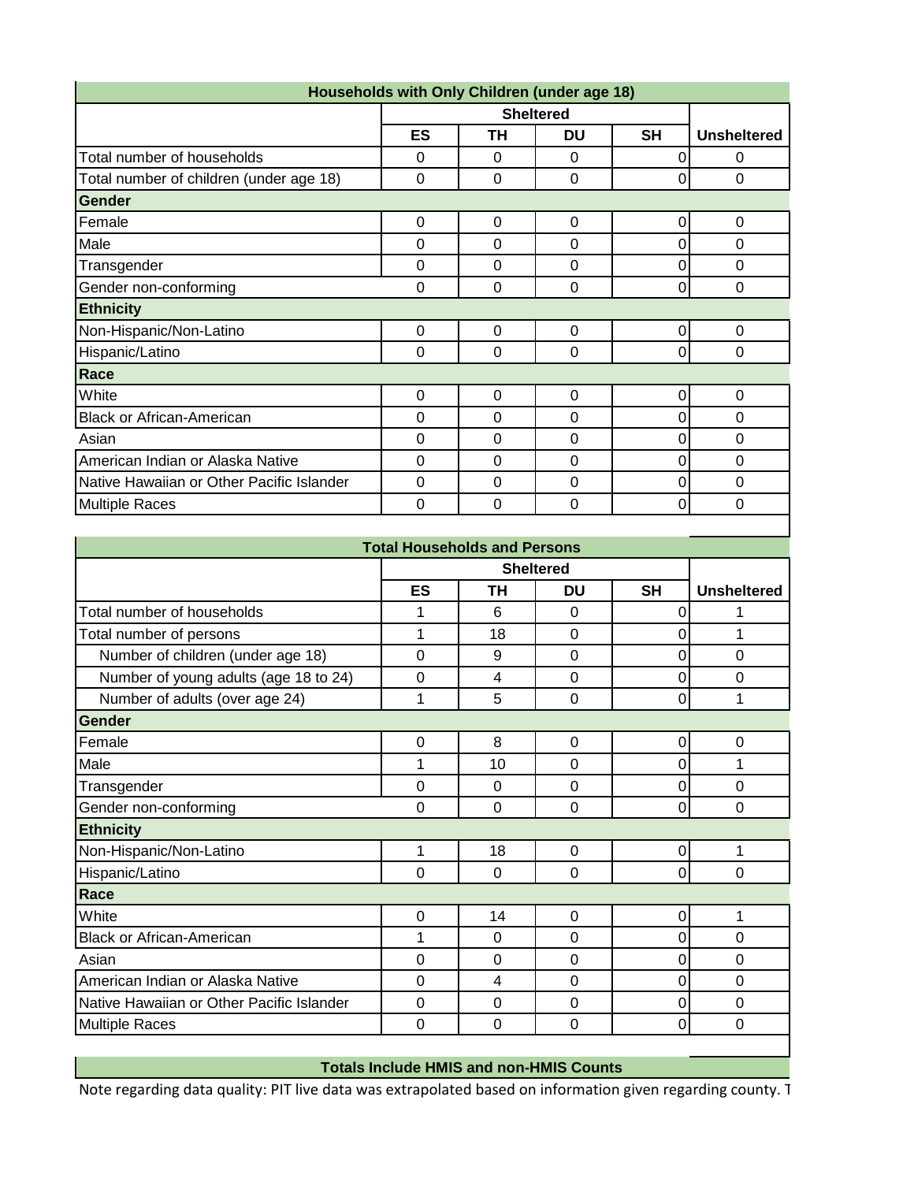| Households with Only Children (under age 18) | | | | | |
|---|---|---|---|---|---|
| | Sheltered | | | | |
| | ES | TH | DU | SH | Unsheltered |
| Total number of households | 0 | 0 | 0 | 0 | 0 |
| Total number of children (under age 18) | 0 | 0 | 0 | 0 | 0 |
| **Gender** | | | | | |
| Female | 0 | 0 | 0 | 0 | 0 |
| Male | 0 | 0 | 0 | 0 | 0 |
| Transgender | 0 | 0 | 0 | 0 | 0 |
| Gender non-conforming | 0 | 0 | 0 | 0 | 0 |
| **Ethnicity** | | | | | |
| Non-Hispanic/Non-Latino | 0 | 0 | 0 | 0 | 0 |
| Hispanic/Latino | 0 | 0 | 0 | 0 | 0 |
| **Race** | | | | | |
| White | 0 | 0 | 0 | 0 | 0 |
| Black or African-American | 0 | 0 | 0 | 0 | 0 |
| Asian | 0 | 0 | 0 | 0 | 0 |
| American Indian or Alaska Native | 0 | 0 | 0 | 0 | 0 |
| Native Hawaiian or Other Pacific Islander | 0 | 0 | 0 | 0 | 0 |
| Multiple Races | 0 | 0 | 0 | 0 | 0 |

| Total Households and Persons | | | | | |
|---|---|---|---|---|---|
| | Sheltered | | | | |
| | ES | TH | DU | SH | Unsheltered |
| Total number of households | 1 | 6 | 0 | 0 | 1 |
| Total number of persons | 1 | 18 | 0 | 0 | 1 |
| Number of children (under age 18) | 0 | 9 | 0 | 0 | 0 |
| Number of young adults (age 18 to 24) | 0 | 4 | 0 | 0 | 0 |
| Number of adults (over age 24) | 1 | 5 | 0 | 0 | 1 |
| **Gender** | | | | | |
| Female | 0 | 8 | 0 | 0 | 0 |
| Male | 1 | 10 | 0 | 0 | 1 |
| Transgender | 0 | 0 | 0 | 0 | 0 |
| Gender non-conforming | 0 | 0 | 0 | 0 | 0 |
| **Ethnicity** | | | | | |
| Non-Hispanic/Non-Latino | 1 | 18 | 0 | 0 | 1 |
| Hispanic/Latino | 0 | 0 | 0 | 0 | 0 |
| **Race** | | | | | |
| White | 0 | 14 | 0 | 0 | 1 |
| Black or African-American | 1 | 0 | 0 | 0 | 0 |
| Asian | 0 | 0 | 0 | 0 | 0 |
| American Indian or Alaska Native | 0 | 4 | 0 | 0 | 0 |
| Native Hawaiian or Other Pacific Islander | 0 | 0 | 0 | 0 | 0 |
| Multiple Races | 0 | 0 | 0 | 0 | 0 |

**Totals Include HMIS and non-HMIS Counts**

Note regarding data quality: PIT live data was extrapolated based on information given regarding county. T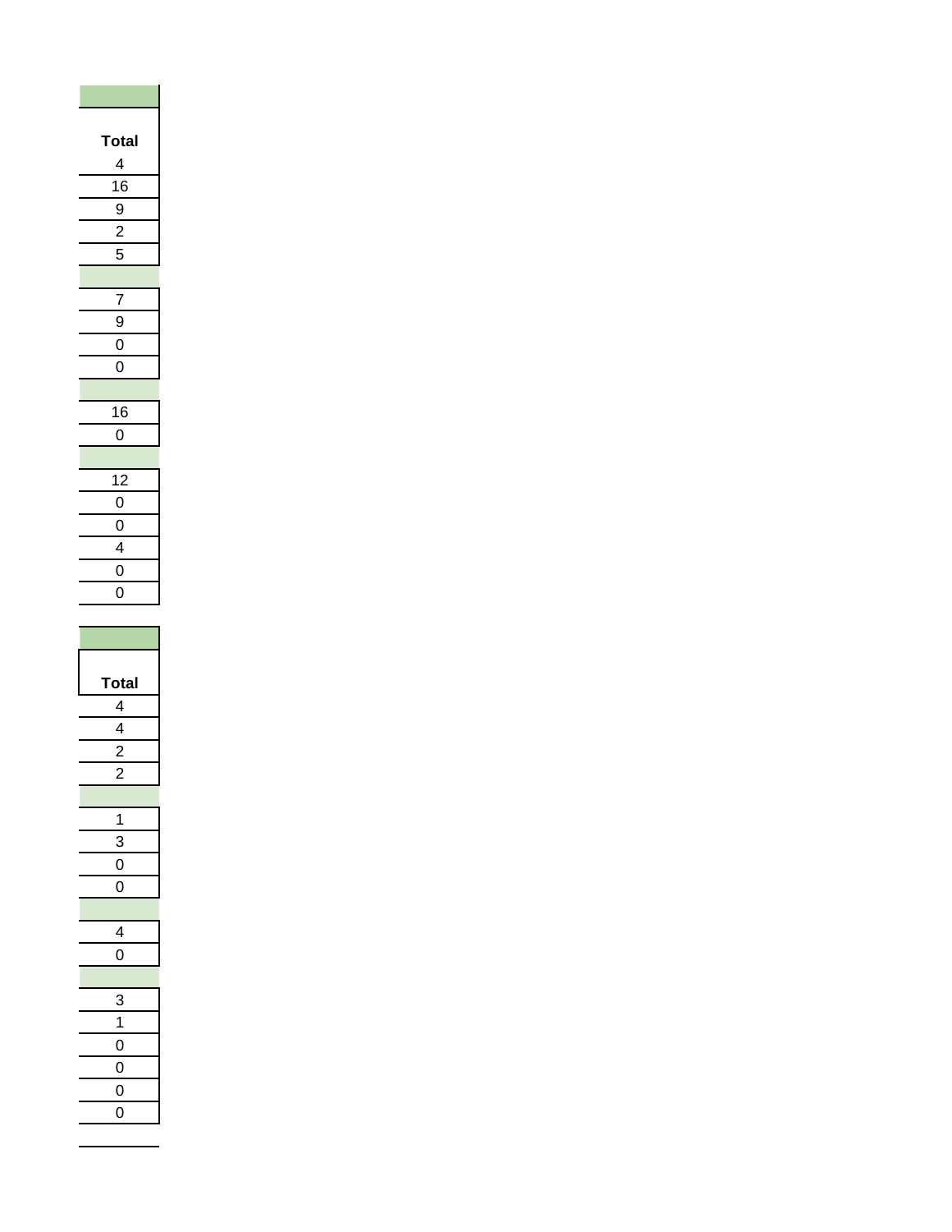| Total |
|---|
| 4 |
| 16 |
| 9 |
| 2 |
| 5 |
| |
| 7 |
| 9 |
| 0 |
| 0 |
| |
| 16 |
| 0 |
| |
| 12 |
| 0 |
| 0 |
| 4 |
| 0 |
| 0 |

| Total |
|---|
| 4 |
| 4 |
| 2 |
| 2 |
| |
| 1 |
| 3 |
| 0 |
| 0 |
| |
| 4 |
| 0 |
| |
| 3 |
| 1 |
| 0 |
| 0 |
| 0 |
| 0 |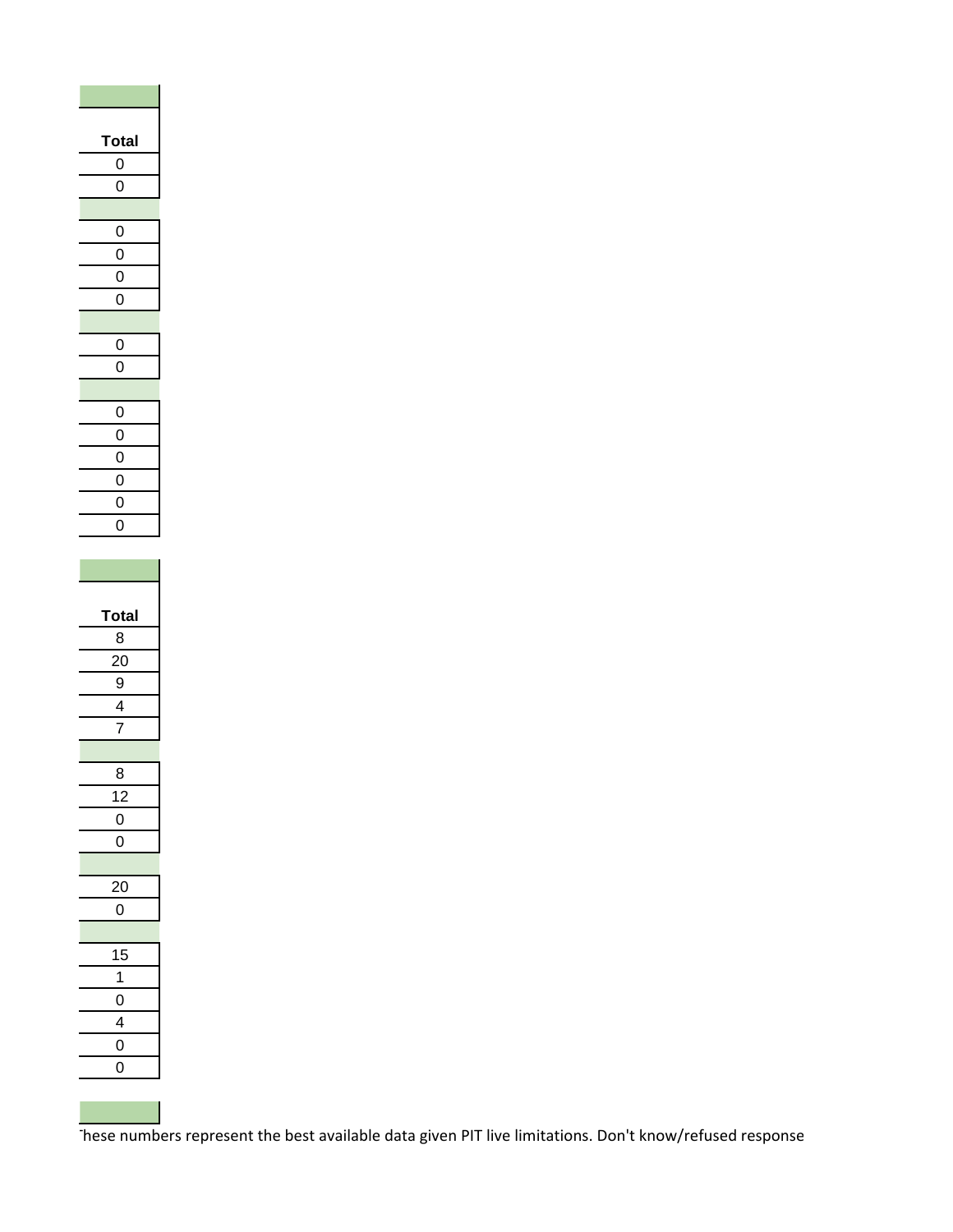| Total |
| --- |
| 0 |
| 0 |
| |
| 0 |
| 0 |
| 0 |
| 0 |
| |
| 0 |
| 0 |
| |
| 0 |
| 0 |
| 0 |
| 0 |
| 0 |
| 0 |

| Total |
| --- |
| 8 |
| 20 |
| 9 |
| 4 |
| 7 |
| |
| 8 |
| 12 |
| 0 |
| 0 |
| |
| 20 |
| 0 |
| |
| 15 |
| 1 |
| 0 |
| 4 |
| 0 |
| 0 |

These numbers represent the best available data given PIT live limitations. Don't know/refused response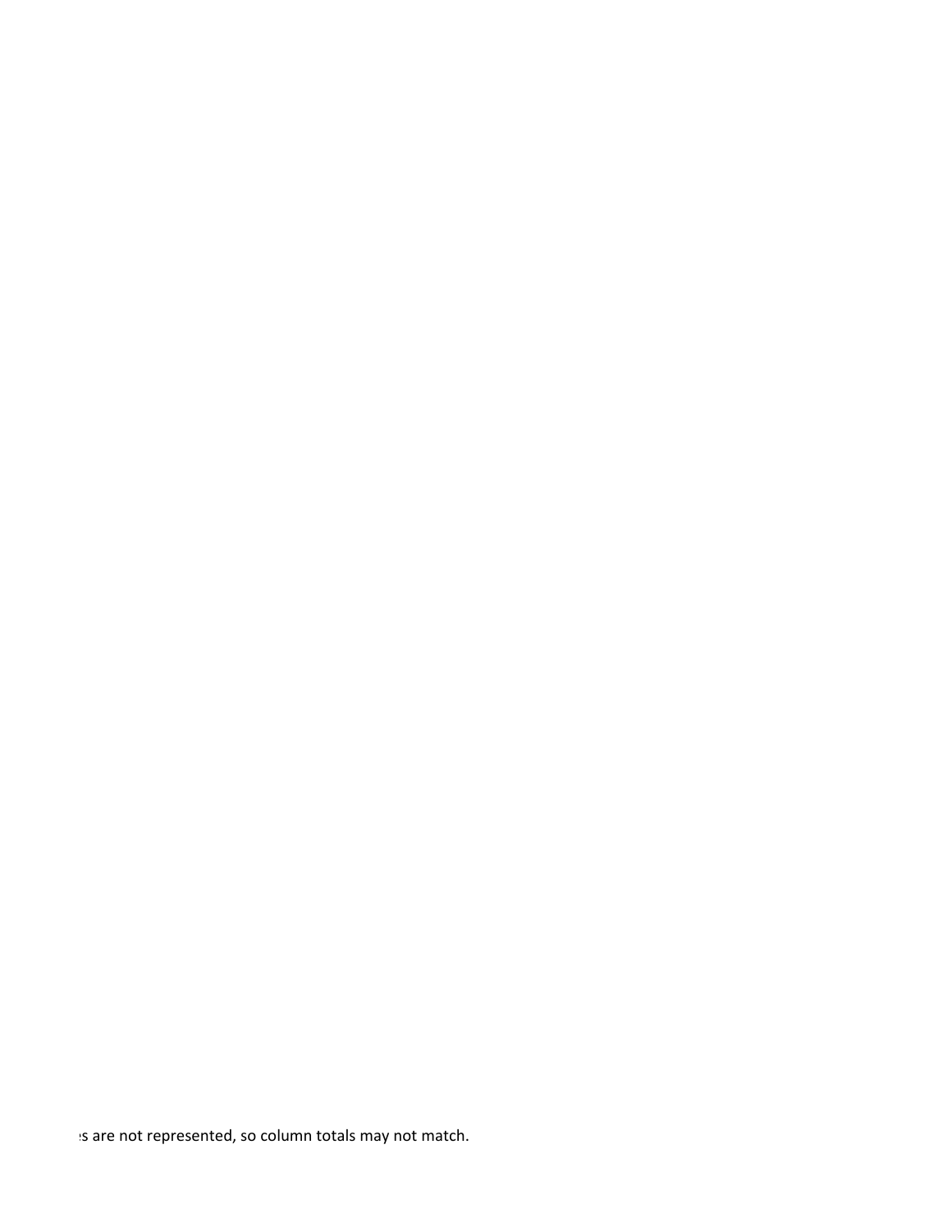s are not represented, so column totals may not match.